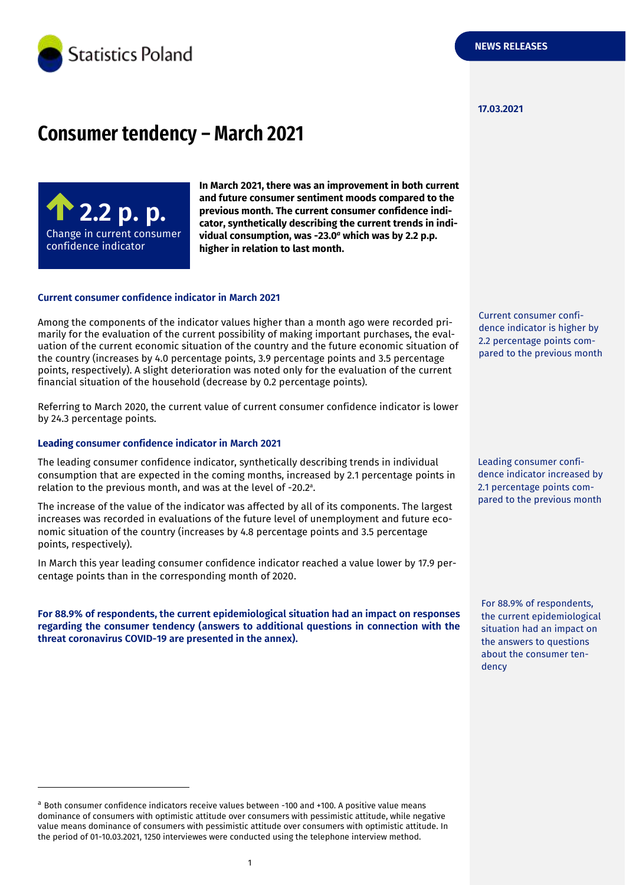Statistics Poland

NEWS RELEASES

17.03.2021

# Consumer tendency – March 2021

**2.2 p. p.**
Change in current consumer confidence indicator

**In March 2021, there was an improvement in both current and future consumer sentiment moods compared to the previous month. The current consumer confidence indicator, synthetically describing the current trends in individual consumption, was -23.0[a] which was by 2.2 p.p. higher in relation to last month.**

### Current consumer confidence indicator in March 2021

Current consumer confidence indicator is higher by 2.2 percentage points compared to the previous month

Among the components of the indicator values higher than a month ago were recorded primarily for the evaluation of the current possibility of making important purchases, the evaluation of the current economic situation of the country and the future economic situation of the country (increases by 4.0 percentage points, 3.9 percentage points and 3.5 percentage points, respectively). A slight deterioration was noted only for the evaluation of the current financial situation of the household (decrease by 0.2 percentage points).

Referring to March 2020, the current value of current consumer confidence indicator is lower by 24.3 percentage points.

### Leading consumer confidence indicator in March 2021

Leading consumer confidence indicator increased by 2.1 percentage points compared to the previous month

The leading consumer confidence indicator, synthetically describing trends in individual consumption that are expected in the coming months, increased by 2.1 percentage points in relation to the previous month, and was at the level of -20.2[a].

The increase of the value of the indicator was affected by all of its components. The largest increases was recorded in evaluations of the future level of unemployment and future economic situation of the country (increases by 4.8 percentage points and 3.5 percentage points, respectively).

In March this year leading consumer confidence indicator reached a value lower by 17.9 percentage points than in the corresponding month of 2020.

For 88.9% of respondents, the current epidemiological situation had an impact on the answers to questions about the consumer tendency

**For 88.9% of respondents, the current epidemiological situation had an impact on responses regarding the consumer tendency (answers to additional questions in connection with the threat coronavirus COVID-19 are presented in the annex).**

---

[a] Both consumer confidence indicators receive values between -100 and +100. A positive value means dominance of consumers with optimistic attitude over consumers with pessimistic attitude, while negative value means dominance of consumers with pessimistic attitude over consumers with optimistic attitude. In the period of 01-10.03.2021, 1250 interviewes were conducted using the telephone interview method.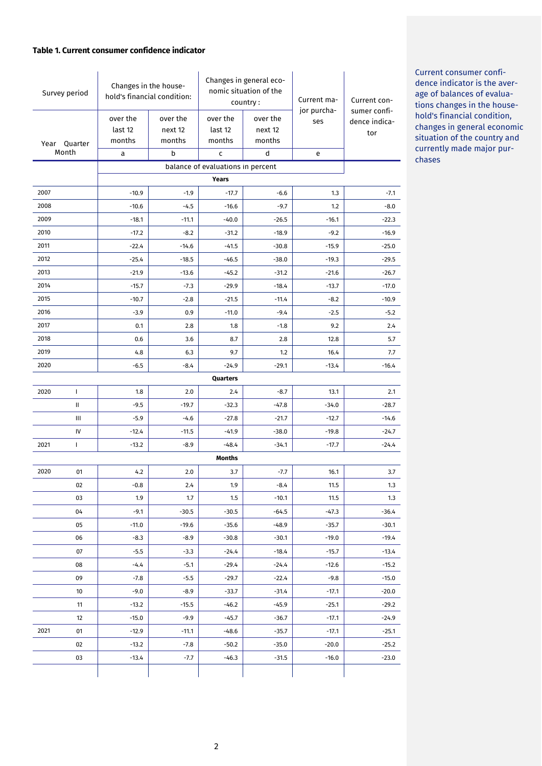**Table 1. Current consumer confidence indicator**

| Survey period | | Changes in the household's financial condition: | | Changes in general economic situation of the country : | | Current major purchases | Current consumer confidence indicator |
|---|---|---|---|---|---|---|---|
| Year | Quarter Month | over the last 12 months | over the next 12 months | over the last 12 months | over the next 12 months | | |
| | | a | b | c | d | e | |
| | | balance of evaluations in percent | | | | | |
| | | **Years** | | | | | |
| 2007 | | -10.9 | -1.9 | -17.7 | -6.6 | 1.3 | -7.1 |
| 2008 | | -10.6 | -4.5 | -16.6 | -9.7 | 1.2 | -8.0 |
| 2009 | | -18.1 | -11.1 | -40.0 | -26.5 | -16.1 | -22.3 |
| 2010 | | -17.2 | -8.2 | -31.2 | -18.9 | -9.2 | -16.9 |
| 2011 | | -22.4 | -14.6 | -41.5 | -30.8 | -15.9 | -25.0 |
| 2012 | | -25.4 | -18.5 | -46.5 | -38.0 | -19.3 | -29.5 |
| 2013 | | -21.9 | -13.6 | -45.2 | -31.2 | -21.6 | -26.7 |
| 2014 | | -15.7 | -7.3 | -29.9 | -18.4 | -13.7 | -17.0 |
| 2015 | | -10.7 | -2.8 | -21.5 | -11.4 | -8.2 | -10.9 |
| 2016 | | -3.9 | 0.9 | -11.0 | -9.4 | -2.5 | -5.2 |
| 2017 | | 0.1 | 2.8 | 1.8 | -1.8 | 9.2 | 2.4 |
| 2018 | | 0.6 | 3.6 | 8.7 | 2.8 | 12.8 | 5.7 |
| 2019 | | 4.8 | 6.3 | 9.7 | 1.2 | 16.4 | 7.7 |
| 2020 | | -6.5 | -8.4 | -24.9 | -29.1 | -13.4 | -16.4 |
| | | **Quarters** | | | | | |
| 2020 | I | 1.8 | 2.0 | 2.4 | -8.7 | 13.1 | 2.1 |
| | II | -9.5 | -19.7 | -32.3 | -47.8 | -34.0 | -28.7 |
| | III | -5.9 | -4.6 | -27.8 | -21.7 | -12.7 | -14.6 |
| | IV | -12.4 | -11.5 | -41.9 | -38.0 | -19.8 | -24.7 |
| 2021 | I | -13.2 | -8.9 | -48.4 | -34.1 | -17.7 | -24.4 |
| | | **Months** | | | | | |
| 2020 | 01 | 4.2 | 2.0 | 3.7 | -7.7 | 16.1 | 3.7 |
| | 02 | -0.8 | 2.4 | 1.9 | -8.4 | 11.5 | 1.3 |
| | 03 | 1.9 | 1.7 | 1.5 | -10.1 | 11.5 | 1.3 |
| | 04 | -9.1 | -30.5 | -30.5 | -64.5 | -47.3 | -36.4 |
| | 05 | -11.0 | -19.6 | -35.6 | -48.9 | -35.7 | -30.1 |
| | 06 | -8.3 | -8.9 | -30.8 | -30.1 | -19.0 | -19.4 |
| | 07 | -5.5 | -3.3 | -24.4 | -18.4 | -15.7 | -13.4 |
| | 08 | -4.4 | -5.1 | -29.4 | -24.4 | -12.6 | -15.2 |
| | 09 | -7.8 | -5.5 | -29.7 | -22.4 | -9.8 | -15.0 |
| | 10 | -9.0 | -8.9 | -33.7 | -31.4 | -17.1 | -20.0 |
| | 11 | -13.2 | -15.5 | -46.2 | -45.9 | -25.1 | -29.2 |
| | 12 | -15.0 | -9.9 | -45.7 | -36.7 | -17.1 | -24.9 |
| 2021 | 01 | -12.9 | -11.1 | -48.6 | -35.7 | -17.1 | -25.1 |
| | 02 | -13.2 | -7.8 | -50.2 | -35.0 | -20.0 | -25.2 |
| | 03 | -13.4 | -7.7 | -46.3 | -31.5 | -16.0 | -23.0 |

Current consumer confidence indicator is the average of balances of evaluations changes in the household's financial condition, changes in general economic situation of the country and currently made major purchases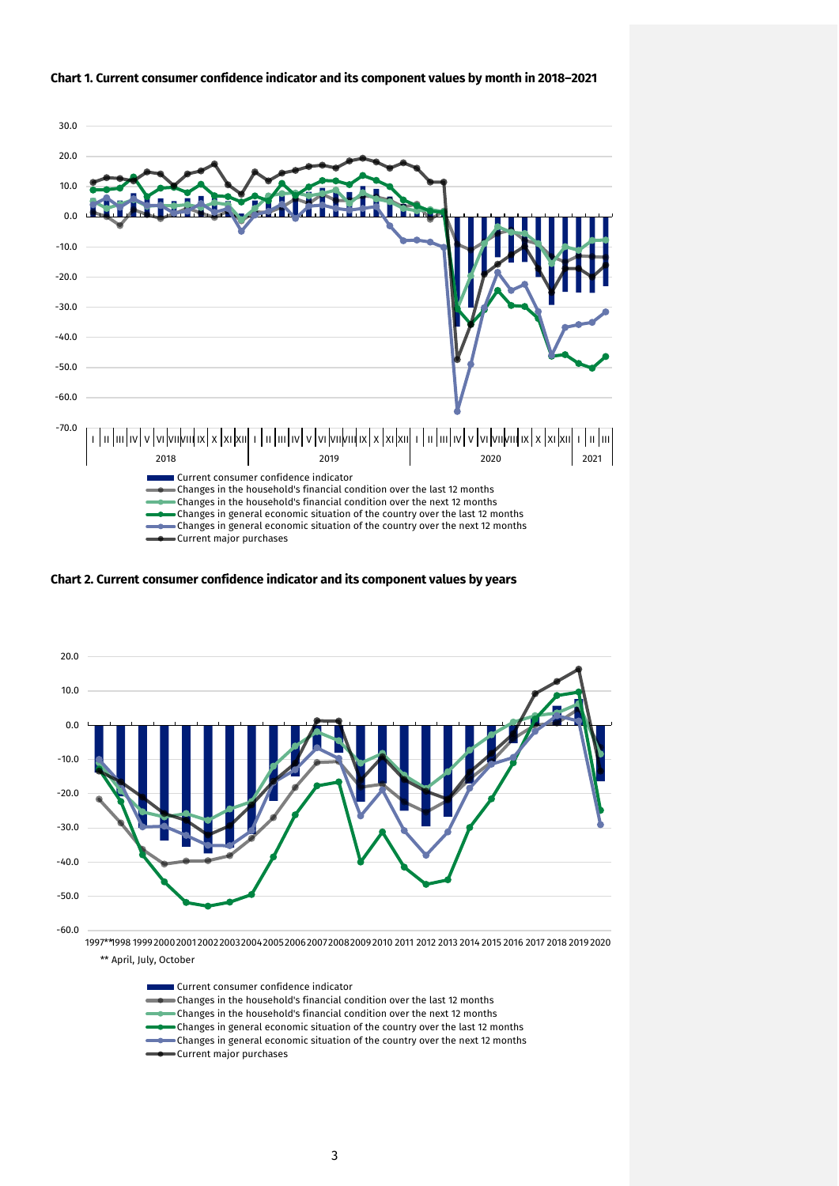**Chart 1. Current consumer confidence indicator and its component values by month in 2018–2021**

- Current consumer confidence indicator
- Changes in the household's financial condition over the last 12 months
- Changes in the household's financial condition over the next 12 months
- Changes in general economic situation of the country over the last 12 months
- Changes in general economic situation of the country over the next 12 months
- Current major purchases

**Chart 2. Current consumer confidence indicator and its component values by years**

** April, July, October

- Current consumer confidence indicator
- Changes in the household's financial condition over the last 12 months
- Changes in the household's financial condition over the next 12 months
- Changes in general economic situation of the country over the last 12 months
- Changes in general economic situation of the country over the next 12 months
- Current major purchases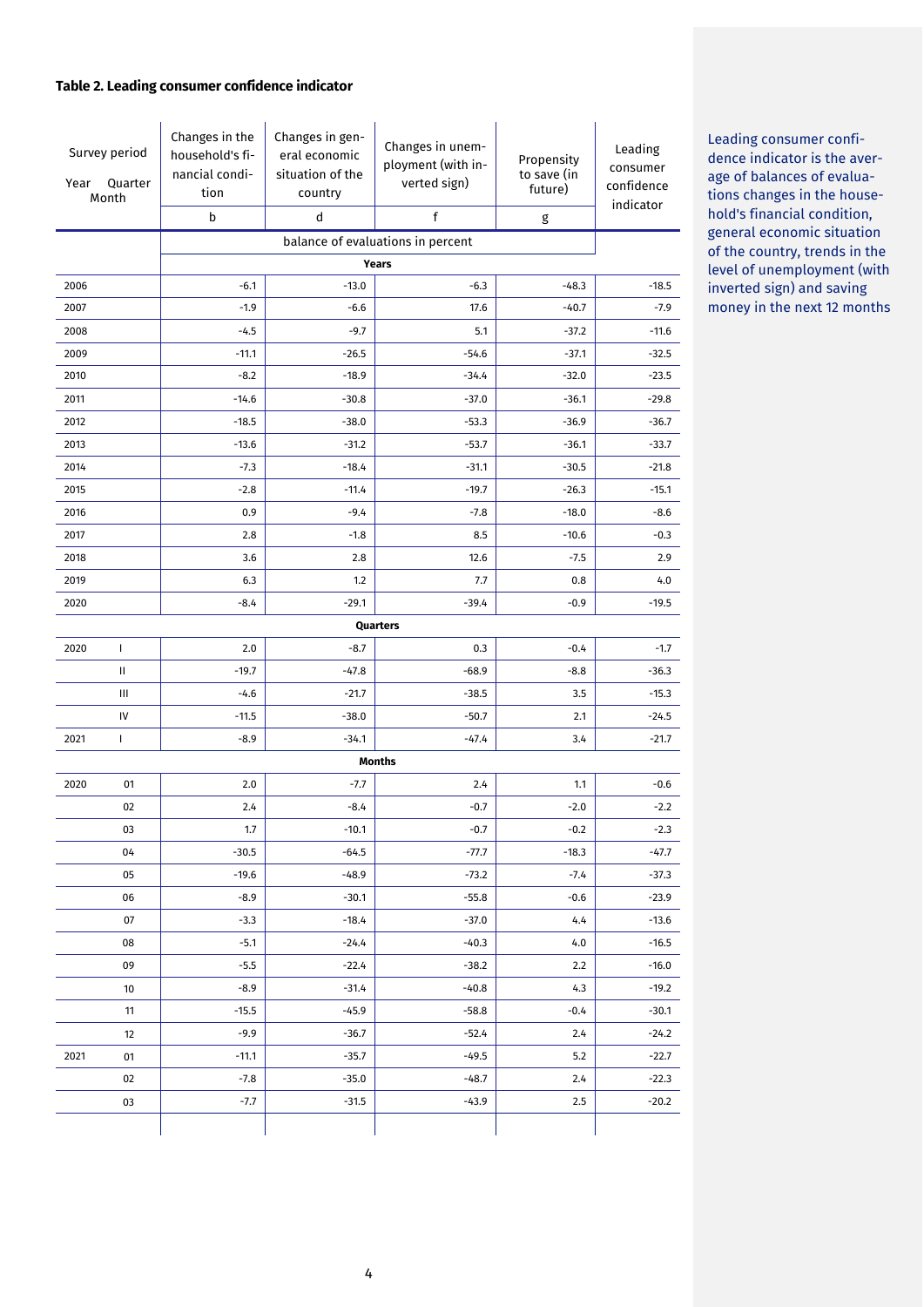### Table 2. Leading consumer confidence indicator

| Survey period Year | Quarter Month | Changes in the household's financial condition | Changes in general economic situation of the country | Changes in unemployment (with inverted sign) | Propensity to save (in future) | Leading consumer confidence indicator |
|---|---|---|---|---|---|---|
| | | b | d | f | g | |
| | | balance of evaluations in percent | | | | |
| **Years** | | | | | | |
| 2006 | | -6.1 | -13.0 | -6.3 | -48.3 | -18.5 |
| 2007 | | -1.9 | -6.6 | 17.6 | -40.7 | -7.9 |
| 2008 | | -4.5 | -9.7 | 5.1 | -37.2 | -11.6 |
| 2009 | | -11.1 | -26.5 | -54.6 | -37.1 | -32.5 |
| 2010 | | -8.2 | -18.9 | -34.4 | -32.0 | -23.5 |
| 2011 | | -14.6 | -30.8 | -37.0 | -36.1 | -29.8 |
| 2012 | | -18.5 | -38.0 | -53.3 | -36.9 | -36.7 |
| 2013 | | -13.6 | -31.2 | -53.7 | -36.1 | -33.7 |
| 2014 | | -7.3 | -18.4 | -31.1 | -30.5 | -21.8 |
| 2015 | | -2.8 | -11.4 | -19.7 | -26.3 | -15.1 |
| 2016 | | 0.9 | -9.4 | -7.8 | -18.0 | -8.6 |
| 2017 | | 2.8 | -1.8 | 8.5 | -10.6 | -0.3 |
| 2018 | | 3.6 | 2.8 | 12.6 | -7.5 | 2.9 |
| 2019 | | 6.3 | 1.2 | 7.7 | 0.8 | 4.0 |
| 2020 | | -8.4 | -29.1 | -39.4 | -0.9 | -19.5 |
| **Quarters** | | | | | | |
| 2020 | I | 2.0 | -8.7 | 0.3 | -0.4 | -1.7 |
| | II | -19.7 | -47.8 | -68.9 | -8.8 | -36.3 |
| | III | -4.6 | -21.7 | -38.5 | 3.5 | -15.3 |
| | IV | -11.5 | -38.0 | -50.7 | 2.1 | -24.5 |
| 2021 | I | -8.9 | -34.1 | -47.4 | 3.4 | -21.7 |
| **Months** | | | | | | |
| 2020 | 01 | 2.0 | -7.7 | 2.4 | 1.1 | -0.6 |
| | 02 | 2.4 | -8.4 | -0.7 | -2.0 | -2.2 |
| | 03 | 1.7 | -10.1 | -0.7 | -0.2 | -2.3 |
| | 04 | -30.5 | -64.5 | -77.7 | -18.3 | -47.7 |
| | 05 | -19.6 | -48.9 | -73.2 | -7.4 | -37.3 |
| | 06 | -8.9 | -30.1 | -55.8 | -0.6 | -23.9 |
| | 07 | -3.3 | -18.4 | -37.0 | 4.4 | -13.6 |
| | 08 | -5.1 | -24.4 | -40.3 | 4.0 | -16.5 |
| | 09 | -5.5 | -22.4 | -38.2 | 2.2 | -16.0 |
| | 10 | -8.9 | -31.4 | -40.8 | 4.3 | -19.2 |
| | 11 | -15.5 | -45.9 | -58.8 | -0.4 | -30.1 |
| | 12 | -9.9 | -36.7 | -52.4 | 2.4 | -24.2 |
| 2021 | 01 | -11.1 | -35.7 | -49.5 | 5.2 | -22.7 |
| | 02 | -7.8 | -35.0 | -48.7 | 2.4 | -22.3 |
| | 03 | -7.7 | -31.5 | -43.9 | 2.5 | -20.2 |

Leading consumer confidence indicator is the average of balances of evaluations changes in the household's financial condition, general economic situation of the country, trends in the level of unemployment (with inverted sign) and saving money in the next 12 months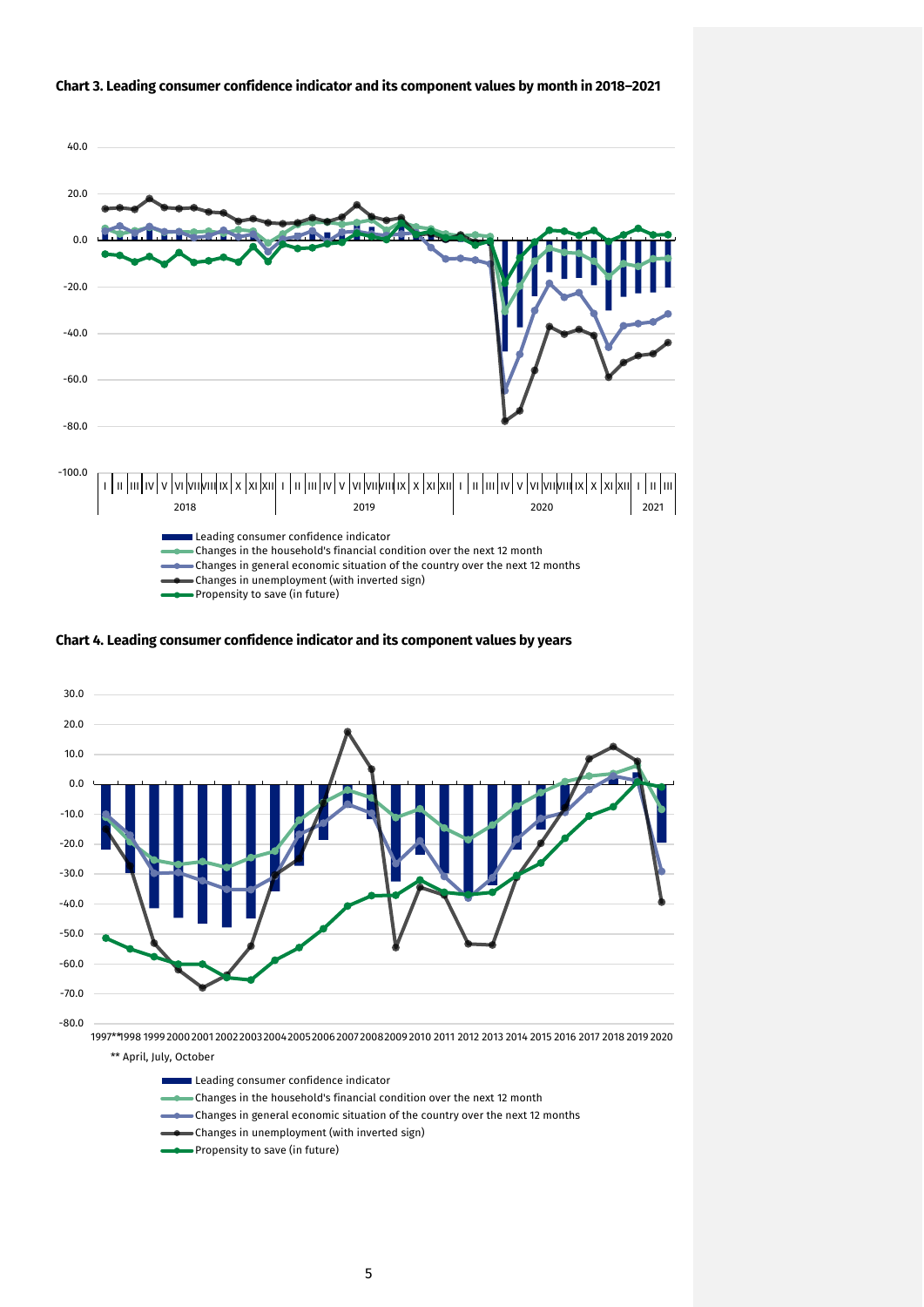**Chart 3. Leading consumer confidence indicator and its component values by month in 2018–2021**

- Leading consumer confidence indicator
- Changes in the household's financial condition over the next 12 month
- Changes in general economic situation of the country over the next 12 months
- Changes in unemployment (with inverted sign)
- Propensity to save (in future)

**Chart 4. Leading consumer confidence indicator and its component values by years**

** April, July, October

- Leading consumer confidence indicator
- Changes in the household's financial condition over the next 12 month
- Changes in general economic situation of the country over the next 12 months
- Changes in unemployment (with inverted sign)
- Propensity to save (in future)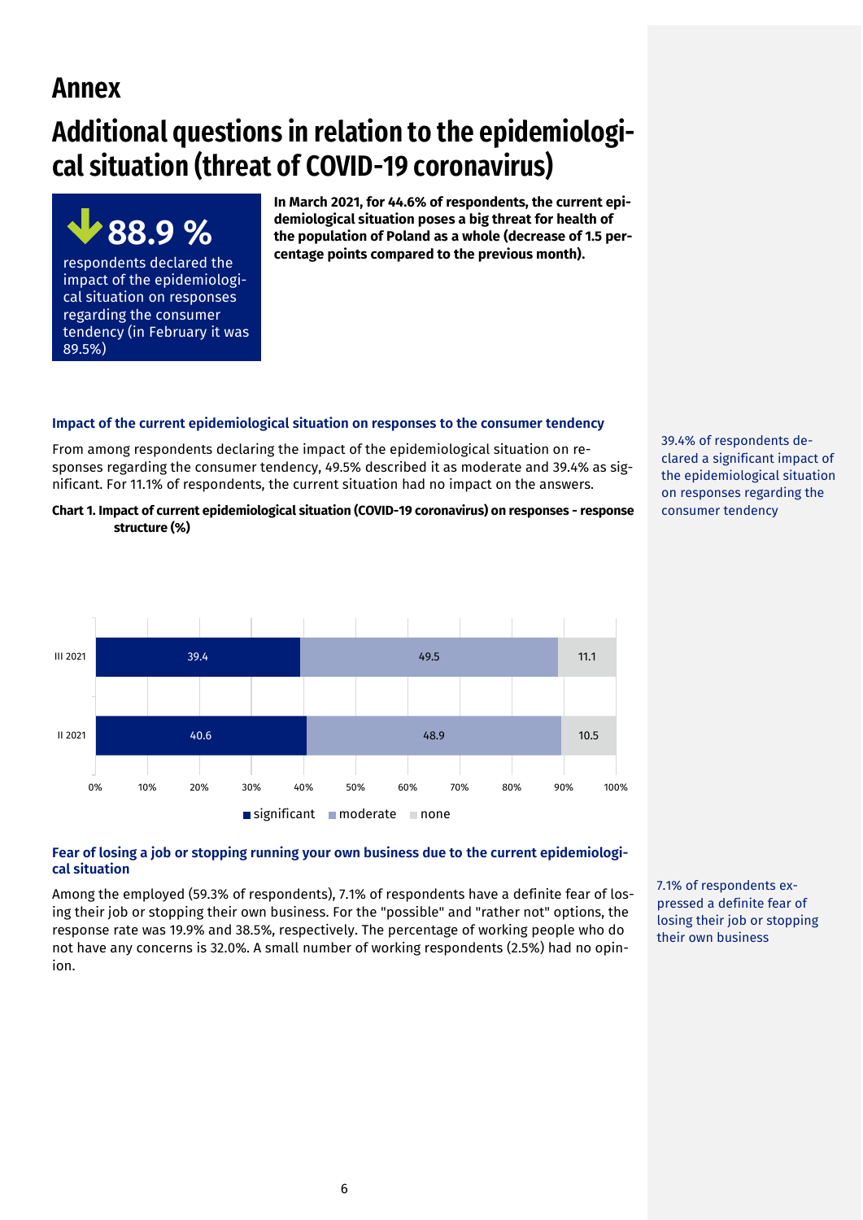# Annex

## Additional questions in relation to the epidemiological situation (threat of COVID-19 coronavirus)

**88.9 %**

respondents declared the impact of the epidemiological situation on responses regarding the consumer tendency (in February it was 89.5%)

**In March 2021, for 44.6% of respondents, the current epidemiological situation poses a big threat for health of the population of Poland as a whole (decrease of 1.5 percentage points compared to the previous month).**

### Impact of the current epidemiological situation on responses to the consumer tendency

From among respondents declaring the impact of the epidemiological situation on responses regarding the consumer tendency, 49.5% described it as moderate and 39.4% as significant. For 11.1% of respondents, the current situation had no impact on the answers.

39.4% of respondents declared a significant impact of the epidemiological situation on responses regarding the consumer tendency

**Chart 1. Impact of current epidemiological situation (COVID-19 coronavirus) on responses - response structure (%)**

| | significant | moderate | none |
|---|---|---|---|
| III 2021 | 39.4 | 49.5 | 11.1 |
| II 2021 | 40.6 | 48.9 | 10.5 |

### Fear of losing a job or stopping running your own business due to the current epidemiological situation

Among the employed (59.3% of respondents), 7.1% of respondents have a definite fear of losing their job or stopping their own business. For the "possible" and "rather not" options, the response rate was 19.9% and 38.5%, respectively. The percentage of working people who do not have any concerns is 32.0%. A small number of working respondents (2.5%) had no opinion.

7.1% of respondents expressed a definite fear of losing their job or stopping their own business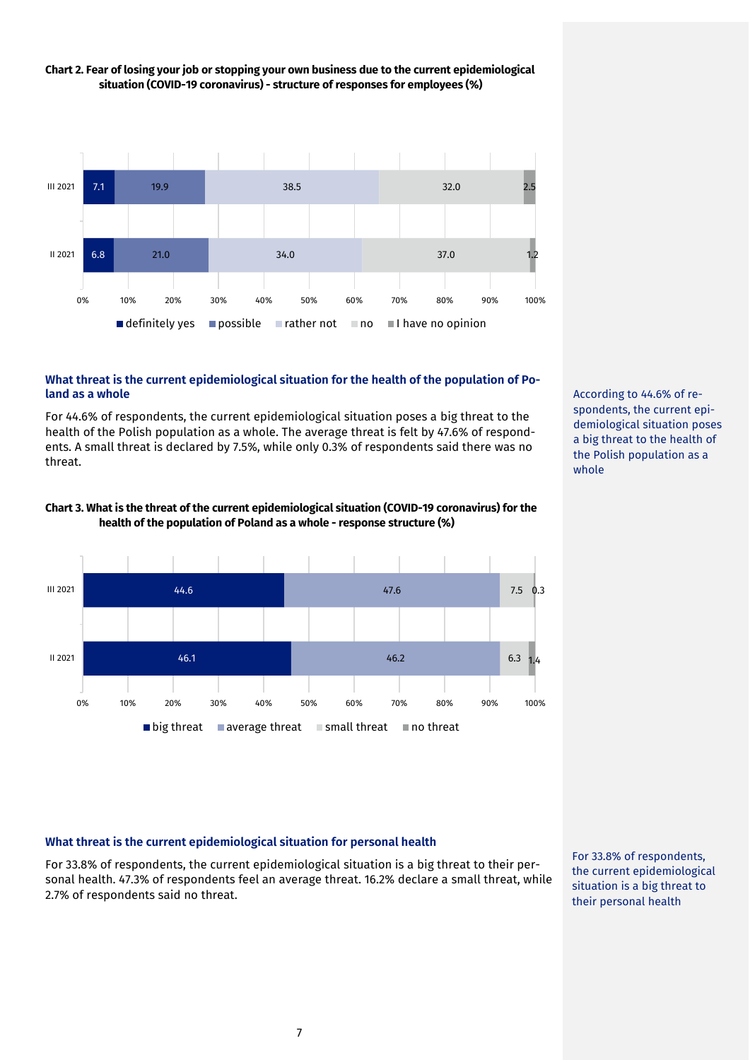**Chart 2. Fear of losing your job or stopping your own business due to the current epidemiological situation (COVID-19 coronavirus) - structure of responses for employees (%)**

| | definitely yes | possible | rather not | no | I have no opinion |
|---|---|---|---|---|---|
| III 2021 | 7.1 | 19.9 | 38.5 | 32.0 | 2.5 |
| II 2021 | 6.8 | 21.0 | 34.0 | 37.0 | 1.2 |

### What threat is the current epidemiological situation for the health of the population of Poland as a whole

For 44.6% of respondents, the current epidemiological situation poses a big threat to the health of the Polish population as a whole. The average threat is felt by 47.6% of respondents. A small threat is declared by 7.5%, while only 0.3% of respondents said there was no threat.

According to 44.6% of respondents, the current epidemiological situation poses a big threat to the health of the Polish population as a whole

**Chart 3. What is the threat of the current epidemiological situation (COVID-19 coronavirus) for the health of the population of Poland as a whole - response structure (%)**

| | big threat | average threat | small threat | no threat |
|---|---|---|---|---|
| III 2021 | 44.6 | 47.6 | 7.5 | 0.3 |
| II 2021 | 46.1 | 46.2 | 6.3 | 1.4 |

### What threat is the current epidemiological situation for personal health

For 33.8% of respondents, the current epidemiological situation is a big threat to their personal health. 47.3% of respondents feel an average threat. 16.2% declare a small threat, while 2.7% of respondents said no threat.

For 33.8% of respondents, the current epidemiological situation is a big threat to their personal health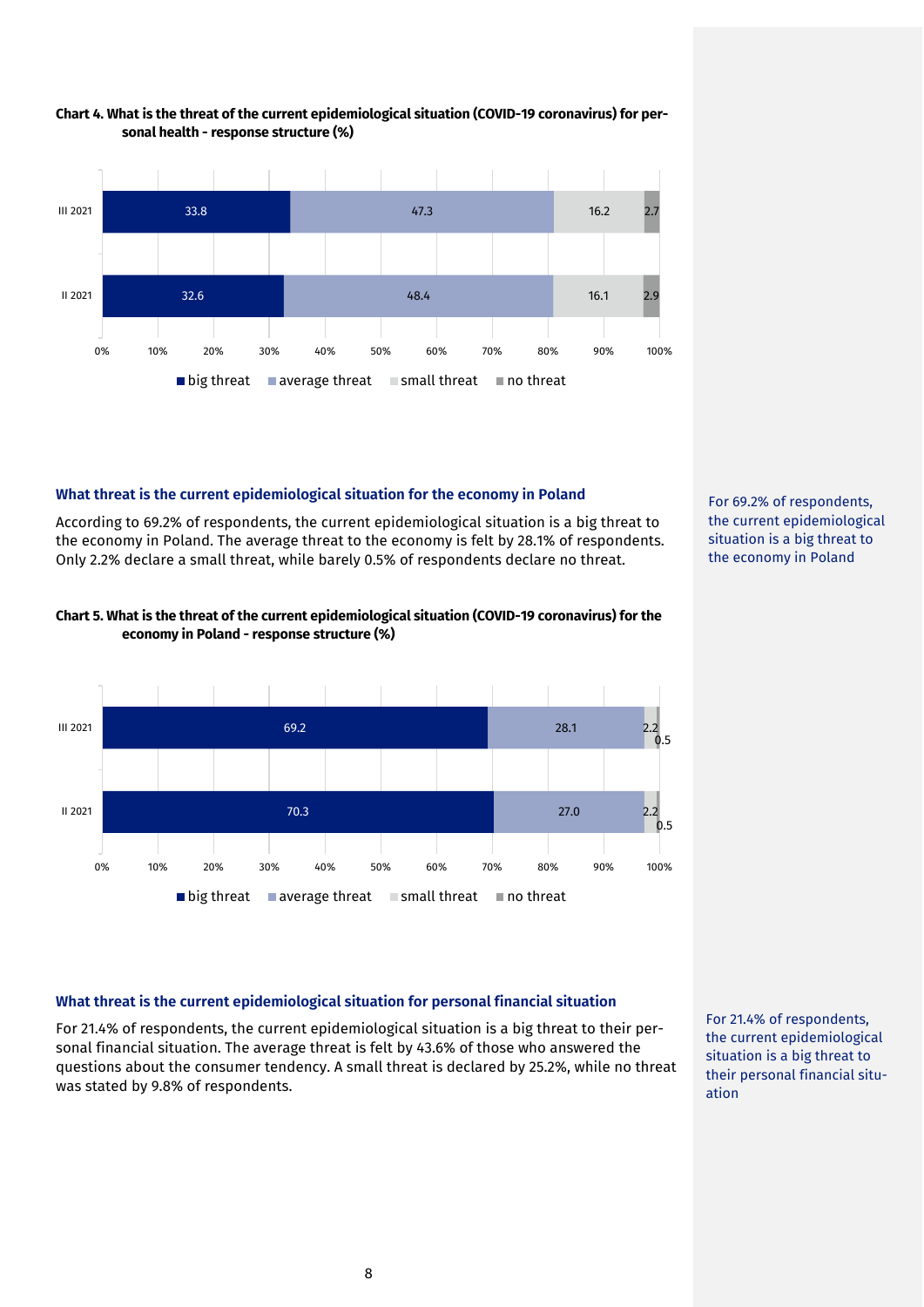**Chart 4. What is the threat of the current epidemiological situation (COVID-19 coronavirus) for personal health - response structure (%)**

| | big threat | average threat | small threat | no threat |
|---|---|---|---|---|
| III 2021 | 33.8 | 47.3 | 16.2 | 2.7 |
| II 2021 | 32.6 | 48.4 | 16.1 | 2.9 |

### What threat is the current epidemiological situation for the economy in Poland

According to 69.2% of respondents, the current epidemiological situation is a big threat to the economy in Poland. The average threat to the economy is felt by 28.1% of respondents. Only 2.2% declare a small threat, while barely 0.5% of respondents declare no threat.

For 69.2% of respondents, the current epidemiological situation is a big threat to the economy in Poland

**Chart 5. What is the threat of the current epidemiological situation (COVID-19 coronavirus) for the economy in Poland - response structure (%)**

| | big threat | average threat | small threat | no threat |
|---|---|---|---|---|
| III 2021 | 69.2 | 28.1 | 2.2 | 0.5 |
| II 2021 | 70.3 | 27.0 | 2.2 | 0.5 |

### What threat is the current epidemiological situation for personal financial situation

For 21.4% of respondents, the current epidemiological situation is a big threat to their personal financial situation. The average threat is felt by 43.6% of those who answered the questions about the consumer tendency. A small threat is declared by 25.2%, while no threat was stated by 9.8% of respondents.

For 21.4% of respondents, the current epidemiological situation is a big threat to their personal financial situation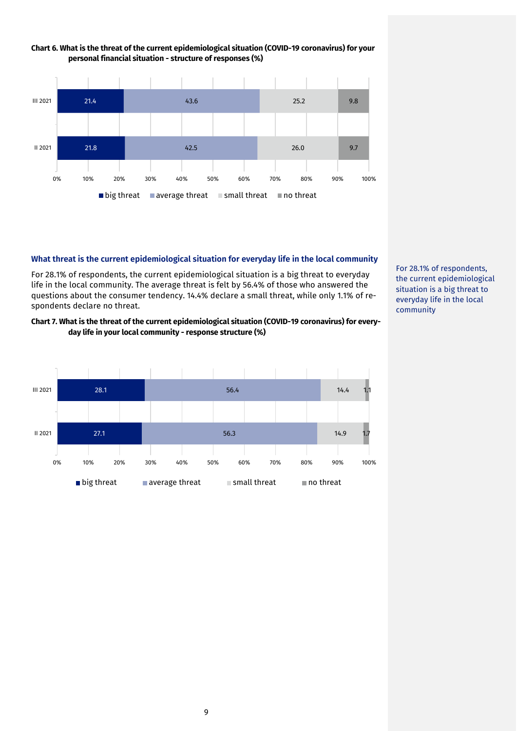**Chart 6. What is the threat of the current epidemiological situation (COVID-19 coronavirus) for your personal financial situation - structure of responses (%)**

| | big threat | average threat | small threat | no threat |
|---|---|---|---|---|
| III 2021 | 21.4 | 43.6 | 25.2 | 9.8 |
| II 2021 | 21.8 | 42.5 | 26.0 | 9.7 |

### What threat is the current epidemiological situation for everyday life in the local community

For 28.1% of respondents, the current epidemiological situation is a big threat to everyday life in the local community. The average threat is felt by 56.4% of those who answered the questions about the consumer tendency. 14.4% declare a small threat, while only 1.1% of respondents declare no threat.

For 28.1% of respondents, the current epidemiological situation is a big threat to everyday life in the local community

**Chart 7. What is the threat of the current epidemiological situation (COVID-19 coronavirus) for everyday life in your local community - response structure (%)**

| | big threat | average threat | small threat | no threat |
|---|---|---|---|---|
| III 2021 | 28.1 | 56.4 | 14.4 | 1.1 |
| II 2021 | 27.1 | 56.3 | 14.9 | 1.7 |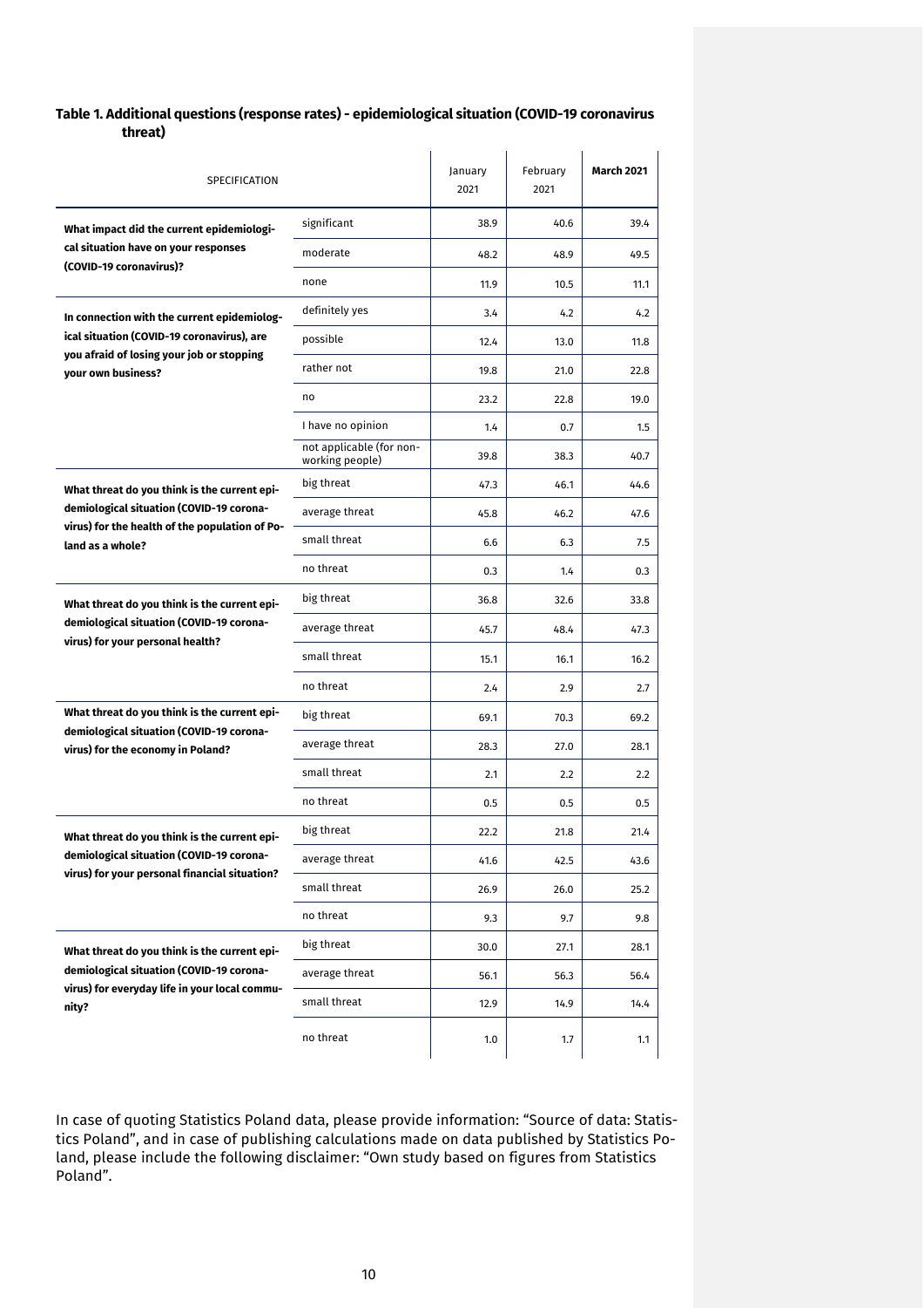**Table 1. Additional questions (response rates) - epidemiological situation (COVID-19 coronavirus threat)**

| SPECIFICATION | | January 2021 | February 2021 | **March 2021** |
|---|---|---|---|---|
| **What impact did the current epidemiological situation have on your responses (COVID-19 coronavirus)?** | significant | 38.9 | 40.6 | 39.4 |
| | moderate | 48.2 | 48.9 | 49.5 |
| | none | 11.9 | 10.5 | 11.1 |
| **In connection with the current epidemiological situation (COVID-19 coronavirus), are you afraid of losing your job or stopping your own business?** | definitely yes | 3.4 | 4.2 | 4.2 |
| | possible | 12.4 | 13.0 | 11.8 |
| | rather not | 19.8 | 21.0 | 22.8 |
| | no | 23.2 | 22.8 | 19.0 |
| | I have no opinion | 1.4 | 0.7 | 1.5 |
| | not applicable (for non-working people) | 39.8 | 38.3 | 40.7 |
| **What threat do you think is the current epidemiological situation (COVID-19 coronavirus) for the health of the population of Poland as a whole?** | big threat | 47.3 | 46.1 | 44.6 |
| | average threat | 45.8 | 46.2 | 47.6 |
| | small threat | 6.6 | 6.3 | 7.5 |
| | no threat | 0.3 | 1.4 | 0.3 |
| **What threat do you think is the current epidemiological situation (COVID-19 coronavirus) for your personal health?** | big threat | 36.8 | 32.6 | 33.8 |
| | average threat | 45.7 | 48.4 | 47.3 |
| | small threat | 15.1 | 16.1 | 16.2 |
| | no threat | 2.4 | 2.9 | 2.7 |
| **What threat do you think is the current epidemiological situation (COVID-19 coronavirus) for the economy in Poland?** | big threat | 69.1 | 70.3 | 69.2 |
| | average threat | 28.3 | 27.0 | 28.1 |
| | small threat | 2.1 | 2.2 | 2.2 |
| | no threat | 0.5 | 0.5 | 0.5 |
| **What threat do you think is the current epidemiological situation (COVID-19 coronavirus) for your personal financial situation?** | big threat | 22.2 | 21.8 | 21.4 |
| | average threat | 41.6 | 42.5 | 43.6 |
| | small threat | 26.9 | 26.0 | 25.2 |
| | no threat | 9.3 | 9.7 | 9.8 |
| **What threat do you think is the current epidemiological situation (COVID-19 coronavirus) for everyday life in your local community?** | big threat | 30.0 | 27.1 | 28.1 |
| | average threat | 56.1 | 56.3 | 56.4 |
| | small threat | 12.9 | 14.9 | 14.4 |
| | no threat | 1.0 | 1.7 | 1.1 |

In case of quoting Statistics Poland data, please provide information: "Source of data: Statistics Poland", and in case of publishing calculations made on data published by Statistics Poland, please include the following disclaimer: "Own study based on figures from Statistics Poland".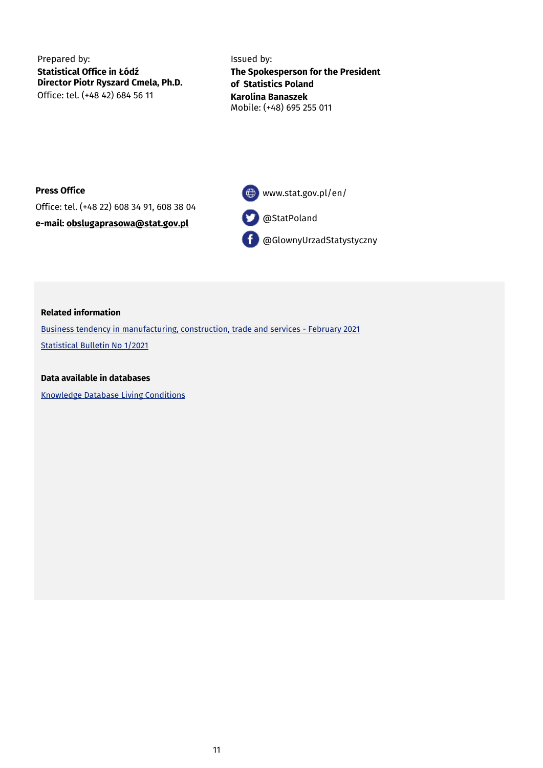Prepared by:
**Statistical Office in Łódź**
**Director Piotr Ryszard Cmela, Ph.D.**
Office: tel. (+48 42) 684 56 11

Issued by:
**The Spokesperson for the President of Statistics Poland**
**Karolina Banaszek**
Mobile: (+48) 695 255 011

**Press Office**
Office: tel. (+48 22) 608 34 91, 608 38 04
**e-mail: obslugaprasowa@stat.gov.pl**

www.stat.gov.pl/en/
@StatPoland
@GlownyUrzadStatystyczny

**Related information**

Business tendency in manufacturing, construction, trade and services - February 2021

Statistical Bulletin No 1/2021

**Data available in databases**

Knowledge Database Living Conditions